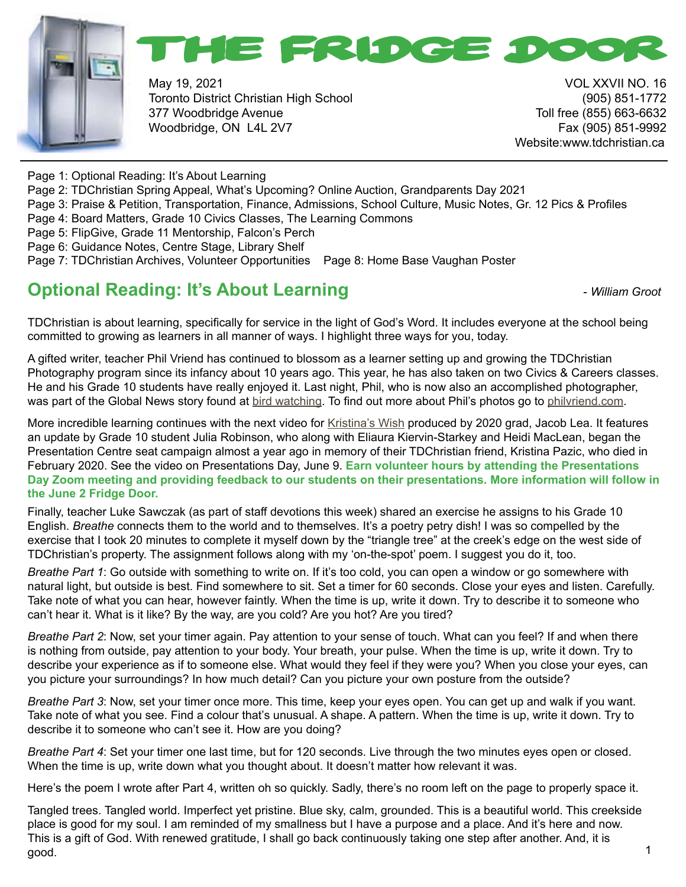# THE FRIDGE DOOR

May 19, 2021
Toronto District Christian High School
377 Woodbridge Avenue
Woodbridge, ON L4L 2V7

VOL XXVII NO. 16
(905) 851-1772
Toll free (855) 663-6632
Fax (905) 851-9992
Website:www.tdchristian.ca

Page 1: Optional Reading: It's About Learning
Page 2: TDChristian Spring Appeal, What's Upcoming? Online Auction, Grandparents Day 2021
Page 3: Praise & Petition, Transportation, Finance, Admissions, School Culture, Music Notes, Gr. 12 Pics & Profiles
Page 4: Board Matters, Grade 10 Civics Classes, The Learning Commons
Page 5: FlipGive, Grade 11 Mentorship, Falcon's Perch
Page 6: Guidance Notes, Centre Stage, Library Shelf
Page 7: TDChristian Archives, Volunteer Opportunities Page 8: Home Base Vaughan Poster

## Optional Reading: It's About Learning

*- William Groot*

TDChristian is about learning, specifically for service in the light of God's Word. It includes everyone at the school being committed to growing as learners in all manner of ways. I highlight three ways for you, today.

A gifted writer, teacher Phil Vriend has continued to blossom as a learner setting up and growing the TDChristian Photography program since its infancy about 10 years ago. This year, he has also taken on two Civics & Careers classes. He and his Grade 10 students have really enjoyed it. Last night, Phil, who is now also an accomplished photographer, was part of the Global News story found at bird watching. To find out more about Phil's photos go to philvriend.com.

More incredible learning continues with the next video for Kristina's Wish produced by 2020 grad, Jacob Lea. It features an update by Grade 10 student Julia Robinson, who along with Eliaura Kiervin-Starkey and Heidi MacLean, began the Presentation Centre seat campaign almost a year ago in memory of their TDChristian friend, Kristina Pazic, who died in February 2020. See the video on Presentations Day, June 9. **Earn volunteer hours by attending the Presentations Day Zoom meeting and providing feedback to our students on their presentations. More information will follow in the June 2 Fridge Door.**

Finally, teacher Luke Sawczak (as part of staff devotions this week) shared an exercise he assigns to his Grade 10 English. *Breathe* connects them to the world and to themselves. It's a poetry petry dish! I was so compelled by the exercise that I took 20 minutes to complete it myself down by the "triangle tree" at the creek's edge on the west side of TDChristian's property. The assignment follows along with my 'on-the-spot' poem. I suggest you do it, too.

*Breathe Part 1*: Go outside with something to write on. If it's too cold, you can open a window or go somewhere with natural light, but outside is best. Find somewhere to sit. Set a timer for 60 seconds. Close your eyes and listen. Carefully. Take note of what you can hear, however faintly. When the time is up, write it down. Try to describe it to someone who can't hear it. What is it like? By the way, are you cold? Are you hot? Are you tired?

*Breathe Part 2*: Now, set your timer again. Pay attention to your sense of touch. What can you feel? If and when there is nothing from outside, pay attention to your body. Your breath, your pulse. When the time is up, write it down. Try to describe your experience as if to someone else. What would they feel if they were you? When you close your eyes, can you picture your surroundings? In how much detail? Can you picture your own posture from the outside?

*Breathe Part 3*: Now, set your timer once more. This time, keep your eyes open. You can get up and walk if you want. Take note of what you see. Find a colour that's unusual. A shape. A pattern. When the time is up, write it down. Try to describe it to someone who can't see it. How are you doing?

*Breathe Part 4*: Set your timer one last time, but for 120 seconds. Live through the two minutes eyes open or closed. When the time is up, write down what you thought about. It doesn't matter how relevant it was.

Here's the poem I wrote after Part 4, written oh so quickly. Sadly, there's no room left on the page to properly space it.

Tangled trees. Tangled world. Imperfect yet pristine. Blue sky, calm, grounded. This is a beautiful world. This creekside place is good for my soul. I am reminded of my smallness but I have a purpose and a place. And it's here and now. This is a gift of God. With renewed gratitude, I shall go back continuously taking one step after another. And, it is good.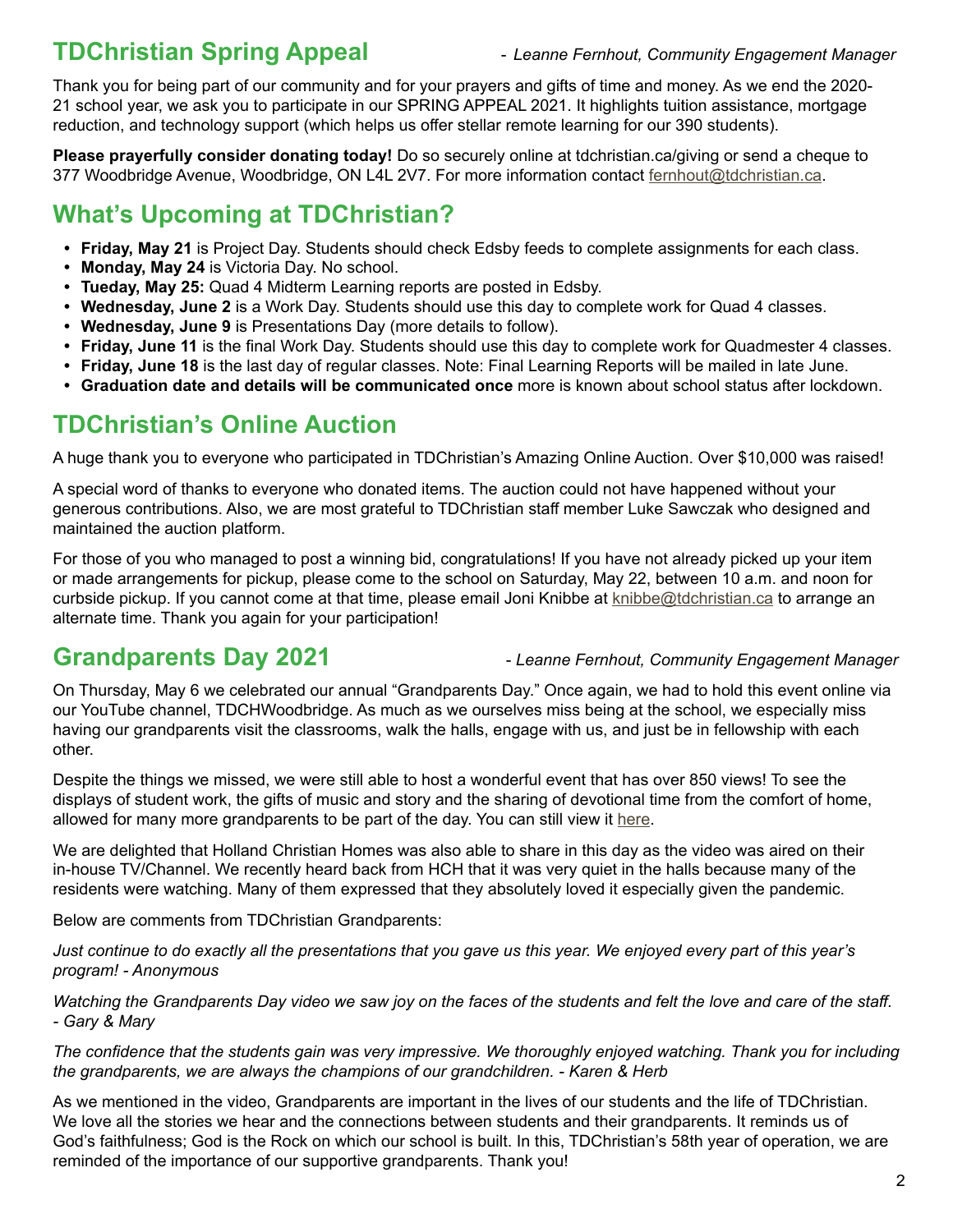## TDChristian Spring Appeal

*- Leanne Fernhout, Community Engagement Manager*

Thank you for being part of our community and for your prayers and gifts of time and money. As we end the 2020-21 school year, we ask you to participate in our SPRING APPEAL 2021. It highlights tuition assistance, mortgage reduction, and technology support (which helps us offer stellar remote learning for our 390 students).

**Please prayerfully consider donating today!** Do so securely online at tdchristian.ca/giving or send a cheque to 377 Woodbridge Avenue, Woodbridge, ON L4L 2V7. For more information contact fernhout@tdchristian.ca.

## What's Upcoming at TDChristian?

- **Friday, May 21** is Project Day. Students should check Edsby feeds to complete assignments for each class.
- **Monday, May 24** is Victoria Day. No school.
- **Tueday, May 25:** Quad 4 Midterm Learning reports are posted in Edsby.
- **Wednesday, June 2** is a Work Day. Students should use this day to complete work for Quad 4 classes.
- **Wednesday, June 9** is Presentations Day (more details to follow).
- **Friday, June 11** is the final Work Day. Students should use this day to complete work for Quadmester 4 classes.
- **Friday, June 18** is the last day of regular classes. Note: Final Learning Reports will be mailed in late June.
- **Graduation date and details will be communicated once** more is known about school status after lockdown.

## TDChristian's Online Auction

A huge thank you to everyone who participated in TDChristian's Amazing Online Auction. Over $10,000 was raised!

A special word of thanks to everyone who donated items. The auction could not have happened without your generous contributions. Also, we are most grateful to TDChristian staff member Luke Sawczak who designed and maintained the auction platform.

For those of you who managed to post a winning bid, congratulations! If you have not already picked up your item or made arrangements for pickup, please come to the school on Saturday, May 22, between 10 a.m. and noon for curbside pickup. If you cannot come at that time, please email Joni Knibbe at knibbe@tdchristian.ca to arrange an alternate time. Thank you again for your participation!

## Grandparents Day 2021

*- Leanne Fernhout, Community Engagement Manager*

On Thursday, May 6 we celebrated our annual "Grandparents Day." Once again, we had to hold this event online via our YouTube channel, TDCHWoodbridge. As much as we ourselves miss being at the school, we especially miss having our grandparents visit the classrooms, walk the halls, engage with us, and just be in fellowship with each other.

Despite the things we missed, we were still able to host a wonderful event that has over 850 views! To see the displays of student work, the gifts of music and story and the sharing of devotional time from the comfort of home, allowed for many more grandparents to be part of the day. You can still view it here.

We are delighted that Holland Christian Homes was also able to share in this day as the video was aired on their in-house TV/Channel. We recently heard back from HCH that it was very quiet in the halls because many of the residents were watching. Many of them expressed that they absolutely loved it especially given the pandemic.

Below are comments from TDChristian Grandparents:

*Just continue to do exactly all the presentations that you gave us this year. We enjoyed every part of this year's program! - Anonymous*

*Watching the Grandparents Day video we saw joy on the faces of the students and felt the love and care of the staff. - Gary & Mary*

*The confidence that the students gain was very impressive. We thoroughly enjoyed watching. Thank you for including the grandparents, we are always the champions of our grandchildren. - Karen & Herb*

As we mentioned in the video, Grandparents are important in the lives of our students and the life of TDChristian. We love all the stories we hear and the connections between students and their grandparents. It reminds us of God's faithfulness; God is the Rock on which our school is built. In this, TDChristian's 58th year of operation, we are reminded of the importance of our supportive grandparents. Thank you!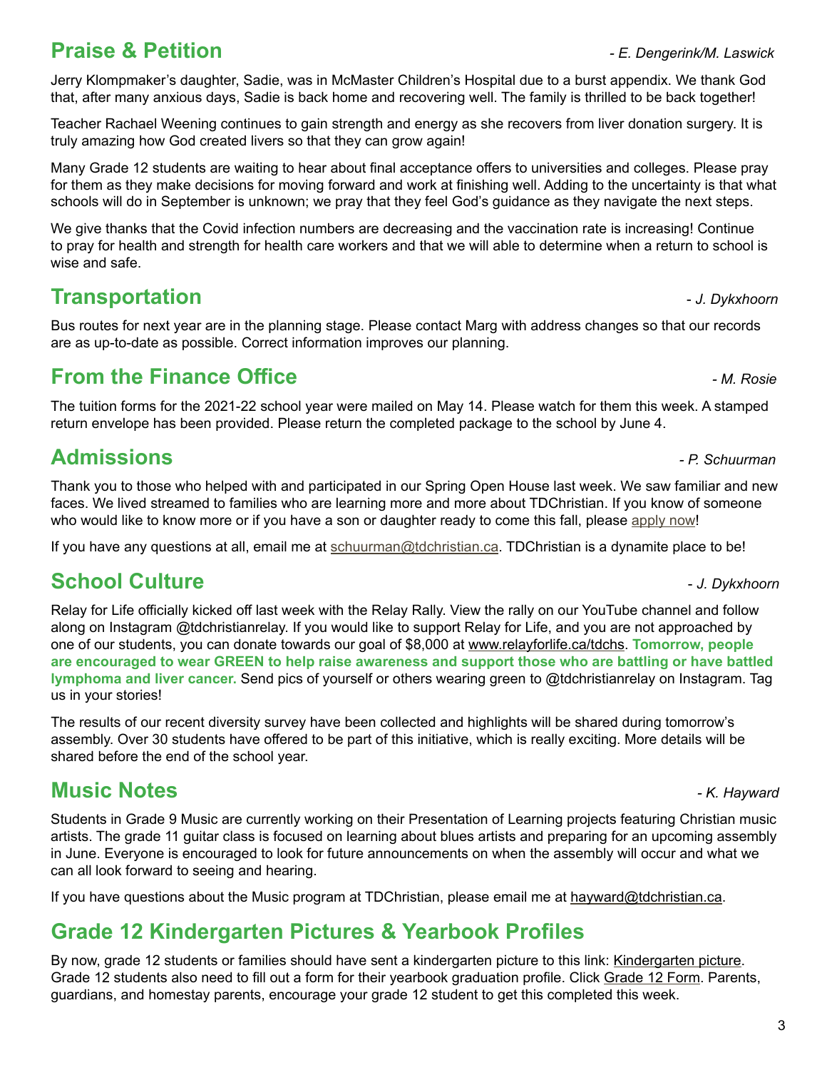## Praise & Petition

*- E. Dengerink/M. Laswick*

Jerry Klompmaker's daughter, Sadie, was in McMaster Children's Hospital due to a burst appendix. We thank God that, after many anxious days, Sadie is back home and recovering well. The family is thrilled to be back together!

Teacher Rachael Weening continues to gain strength and energy as she recovers from liver donation surgery. It is truly amazing how God created livers so that they can grow again!

Many Grade 12 students are waiting to hear about final acceptance offers to universities and colleges. Please pray for them as they make decisions for moving forward and work at finishing well. Adding to the uncertainty is that what schools will do in September is unknown; we pray that they feel God's guidance as they navigate the next steps.

We give thanks that the Covid infection numbers are decreasing and the vaccination rate is increasing! Continue to pray for health and strength for health care workers and that we will able to determine when a return to school is wise and safe.

## Transportation

*- J. Dykxhoorn*

Bus routes for next year are in the planning stage. Please contact Marg with address changes so that our records are as up-to-date as possible. Correct information improves our planning.

## From the Finance Office

*- M. Rosie*

The tuition forms for the 2021-22 school year were mailed on May 14. Please watch for them this week. A stamped return envelope has been provided. Please return the completed package to the school by June 4.

## Admissions

*- P. Schuurman*

Thank you to those who helped with and participated in our Spring Open House last week. We saw familiar and new faces. We lived streamed to families who are learning more and more about TDChristian. If you know of someone who would like to know more or if you have a son or daughter ready to come this fall, please apply now!

If you have any questions at all, email me at schuurman@tdchristian.ca. TDChristian is a dynamite place to be!

## School Culture

*- J. Dykxhoorn*

Relay for Life officially kicked off last week with the Relay Rally. View the rally on our YouTube channel and follow along on Instagram @tdchristianrelay. If you would like to support Relay for Life, and you are not approached by one of our students, you can donate towards our goal of $8,000 at www.relayforlife.ca/tdchs. **Tomorrow, people are encouraged to wear GREEN to help raise awareness and support those who are battling or have battled lymphoma and liver cancer.** Send pics of yourself or others wearing green to @tdchristianrelay on Instagram. Tag us in your stories!

The results of our recent diversity survey have been collected and highlights will be shared during tomorrow's assembly. Over 30 students have offered to be part of this initiative, which is really exciting. More details will be shared before the end of the school year.

## Music Notes

*- K. Hayward*

Students in Grade 9 Music are currently working on their Presentation of Learning projects featuring Christian music artists. The grade 11 guitar class is focused on learning about blues artists and preparing for an upcoming assembly in June. Everyone is encouraged to look for future announcements on when the assembly will occur and what we can all look forward to seeing and hearing.

If you have questions about the Music program at TDChristian, please email me at hayward@tdchristian.ca.

## Grade 12 Kindergarten Pictures & Yearbook Profiles

By now, grade 12 students or families should have sent a kindergarten picture to this link: Kindergarten picture. Grade 12 students also need to fill out a form for their yearbook graduation profile. Click Grade 12 Form. Parents, guardians, and homestay parents, encourage your grade 12 student to get this completed this week.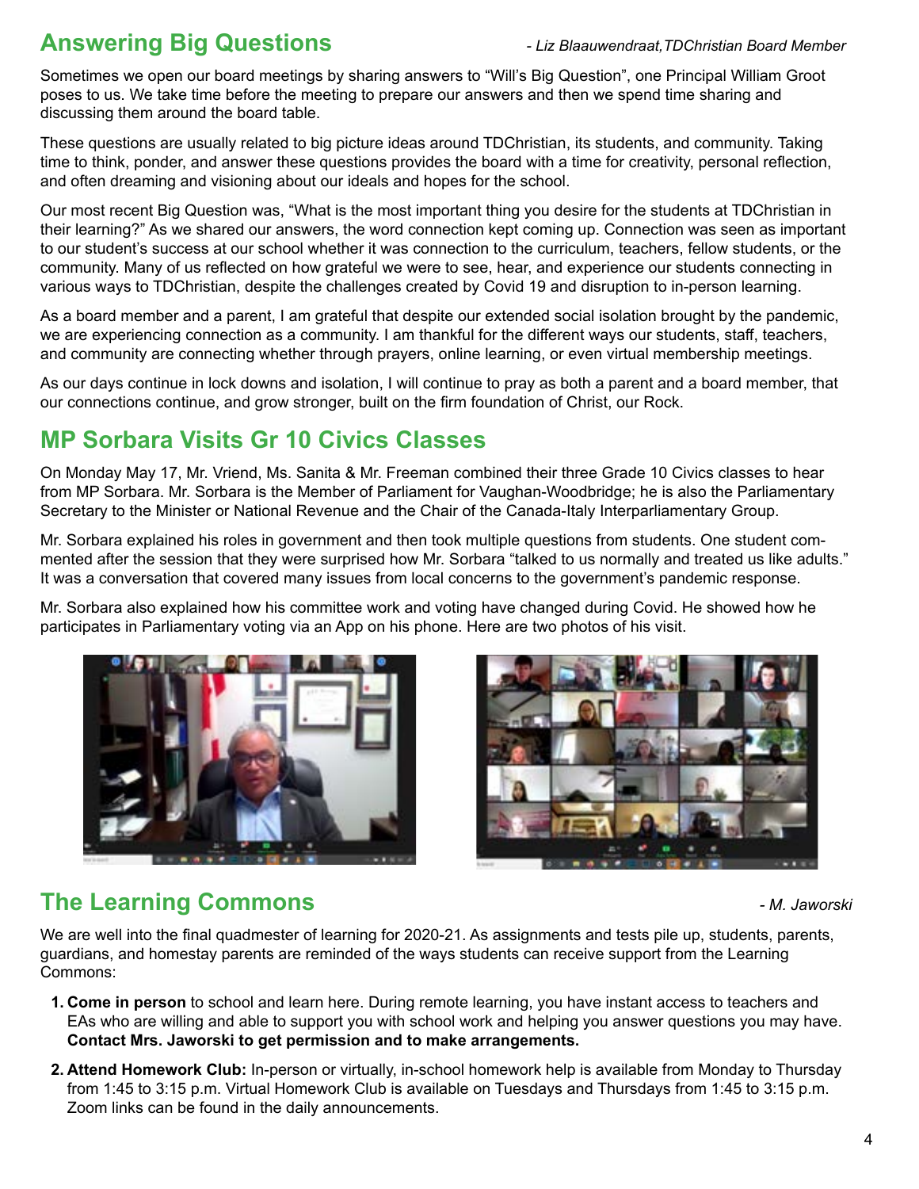## Answering Big Questions

*- Liz Blaauwendraat,TDChristian Board Member*

Sometimes we open our board meetings by sharing answers to "Will's Big Question", one Principal William Groot poses to us. We take time before the meeting to prepare our answers and then we spend time sharing and discussing them around the board table.

These questions are usually related to big picture ideas around TDChristian, its students, and community. Taking time to think, ponder, and answer these questions provides the board with a time for creativity, personal reflection, and often dreaming and visioning about our ideals and hopes for the school.

Our most recent Big Question was, "What is the most important thing you desire for the students at TDChristian in their learning?" As we shared our answers, the word connection kept coming up. Connection was seen as important to our student's success at our school whether it was connection to the curriculum, teachers, fellow students, or the community. Many of us reflected on how grateful we were to see, hear, and experience our students connecting in various ways to TDChristian, despite the challenges created by Covid 19 and disruption to in-person learning.

As a board member and a parent, I am grateful that despite our extended social isolation brought by the pandemic, we are experiencing connection as a community. I am thankful for the different ways our students, staff, teachers, and community are connecting whether through prayers, online learning, or even virtual membership meetings.

As our days continue in lock downs and isolation, I will continue to pray as both a parent and a board member, that our connections continue, and grow stronger, built on the firm foundation of Christ, our Rock.

## MP Sorbara Visits Gr 10 Civics Classes

On Monday May 17, Mr. Vriend, Ms. Sanita & Mr. Freeman combined their three Grade 10 Civics classes to hear from MP Sorbara. Mr. Sorbara is the Member of Parliament for Vaughan-Woodbridge; he is also the Parliamentary Secretary to the Minister or National Revenue and the Chair of the Canada-Italy Interparliamentary Group.

Mr. Sorbara explained his roles in government and then took multiple questions from students. One student commented after the session that they were surprised how Mr. Sorbara "talked to us normally and treated us like adults." It was a conversation that covered many issues from local concerns to the government's pandemic response.

Mr. Sorbara also explained how his committee work and voting have changed during Covid. He showed how he participates in Parliamentary voting via an App on his phone. Here are two photos of his visit.

## The Learning Commons

*- M. Jaworski*

We are well into the final quadmester of learning for 2020-21. As assignments and tests pile up, students, parents, guardians, and homestay parents are reminded of the ways students can receive support from the Learning Commons:

1. **Come in person** to school and learn here. During remote learning, you have instant access to teachers and EAs who are willing and able to support you with school work and helping you answer questions you may have. **Contact Mrs. Jaworski to get permission and to make arrangements.**
2. **Attend Homework Club:** In-person or virtually, in-school homework help is available from Monday to Thursday from 1:45 to 3:15 p.m. Virtual Homework Club is available on Tuesdays and Thursdays from 1:45 to 3:15 p.m. Zoom links can be found in the daily announcements.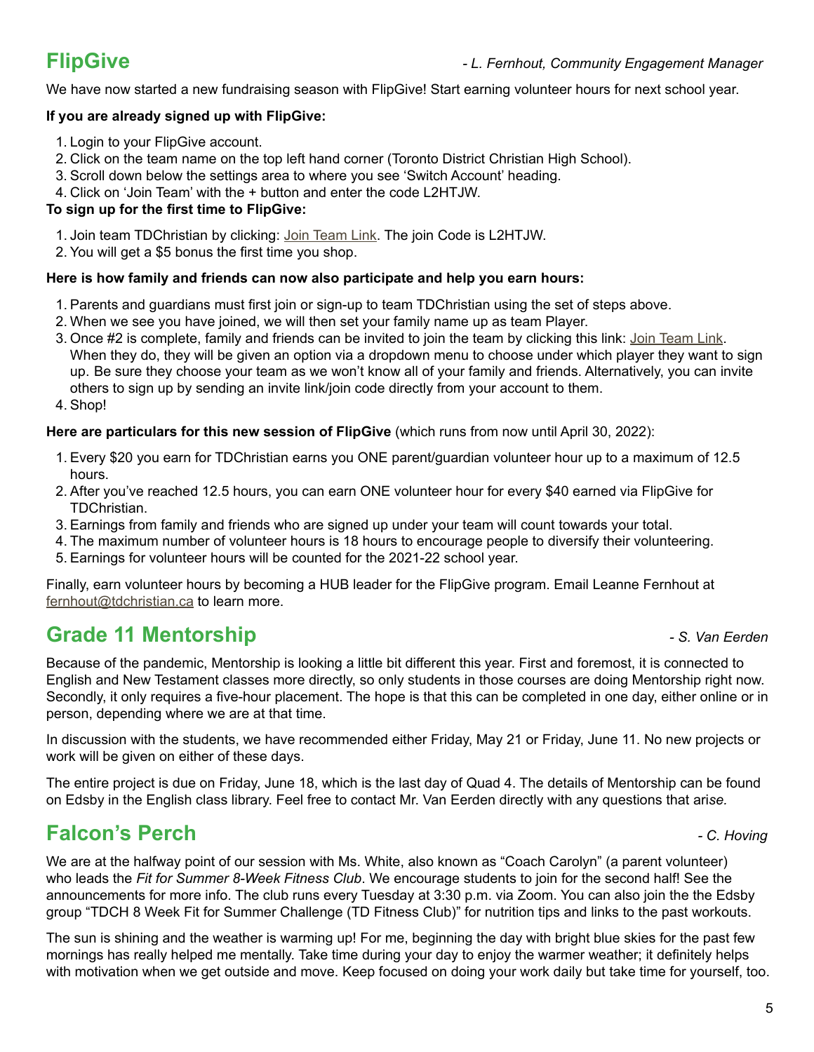## FlipGive

*- L. Fernhout, Community Engagement Manager*

We have now started a new fundraising season with FlipGive! Start earning volunteer hours for next school year.

**If you are already signed up with FlipGive:**

1. Login to your FlipGive account.
2. Click on the team name on the top left hand corner (Toronto District Christian High School).
3. Scroll down below the settings area to where you see 'Switch Account' heading.
4. Click on 'Join Team' with the + button and enter the code L2HTJW.

**To sign up for the first time to FlipGive:**

1. Join team TDChristian by clicking: Join Team Link. The join Code is L2HTJW.
2. You will get a $5 bonus the first time you shop.

**Here is how family and friends can now also participate and help you earn hours:**

1. Parents and guardians must first join or sign-up to team TDChristian using the set of steps above.
2. When we see you have joined, we will then set your family name up as team Player.
3. Once #2 is complete, family and friends can be invited to join the team by clicking this link: Join Team Link. When they do, they will be given an option via a dropdown menu to choose under which player they want to sign up. Be sure they choose your team as we won't know all of your family and friends. Alternatively, you can invite others to sign up by sending an invite link/join code directly from your account to them.
4. Shop!

**Here are particulars for this new session of FlipGive** (which runs from now until April 30, 2022):

1. Every $20 you earn for TDChristian earns you ONE parent/guardian volunteer hour up to a maximum of 12.5 hours.
2. After you've reached 12.5 hours, you can earn ONE volunteer hour for every $40 earned via FlipGive for TDChristian.
3. Earnings from family and friends who are signed up under your team will count towards your total.
4. The maximum number of volunteer hours is 18 hours to encourage people to diversify their volunteering.
5. Earnings for volunteer hours will be counted for the 2021-22 school year.

Finally, earn volunteer hours by becoming a HUB leader for the FlipGive program. Email Leanne Fernhout at fernhout@tdchristian.ca to learn more.

## Grade 11 Mentorship

*- S. Van Eerden*

Because of the pandemic, Mentorship is looking a little bit different this year. First and foremost, it is connected to English and New Testament classes more directly, so only students in those courses are doing Mentorship right now. Secondly, it only requires a five-hour placement. The hope is that this can be completed in one day, either online or in person, depending where we are at that time.

In discussion with the students, we have recommended either Friday, May 21 or Friday, June 11. No new projects or work will be given on either of these days.

The entire project is due on Friday, June 18, which is the last day of Quad 4. The details of Mentorship can be found on Edsby in the English class library. Feel free to contact Mr. Van Eerden directly with any questions that ari*se.*

## Falcon's Perch

*- C. Hoving*

We are at the halfway point of our session with Ms. White, also known as "Coach Carolyn" (a parent volunteer) who leads the *Fit for Summer 8-Week Fitness Club*. We encourage students to join for the second half! See the announcements for more info. The club runs every Tuesday at 3:30 p.m. via Zoom. You can also join the the Edsby group "TDCH 8 Week Fit for Summer Challenge (TD Fitness Club)" for nutrition tips and links to the past workouts.

The sun is shining and the weather is warming up! For me, beginning the day with bright blue skies for the past few mornings has really helped me mentally. Take time during your day to enjoy the warmer weather; it definitely helps with motivation when we get outside and move. Keep focused on doing your work daily but take time for yourself, too.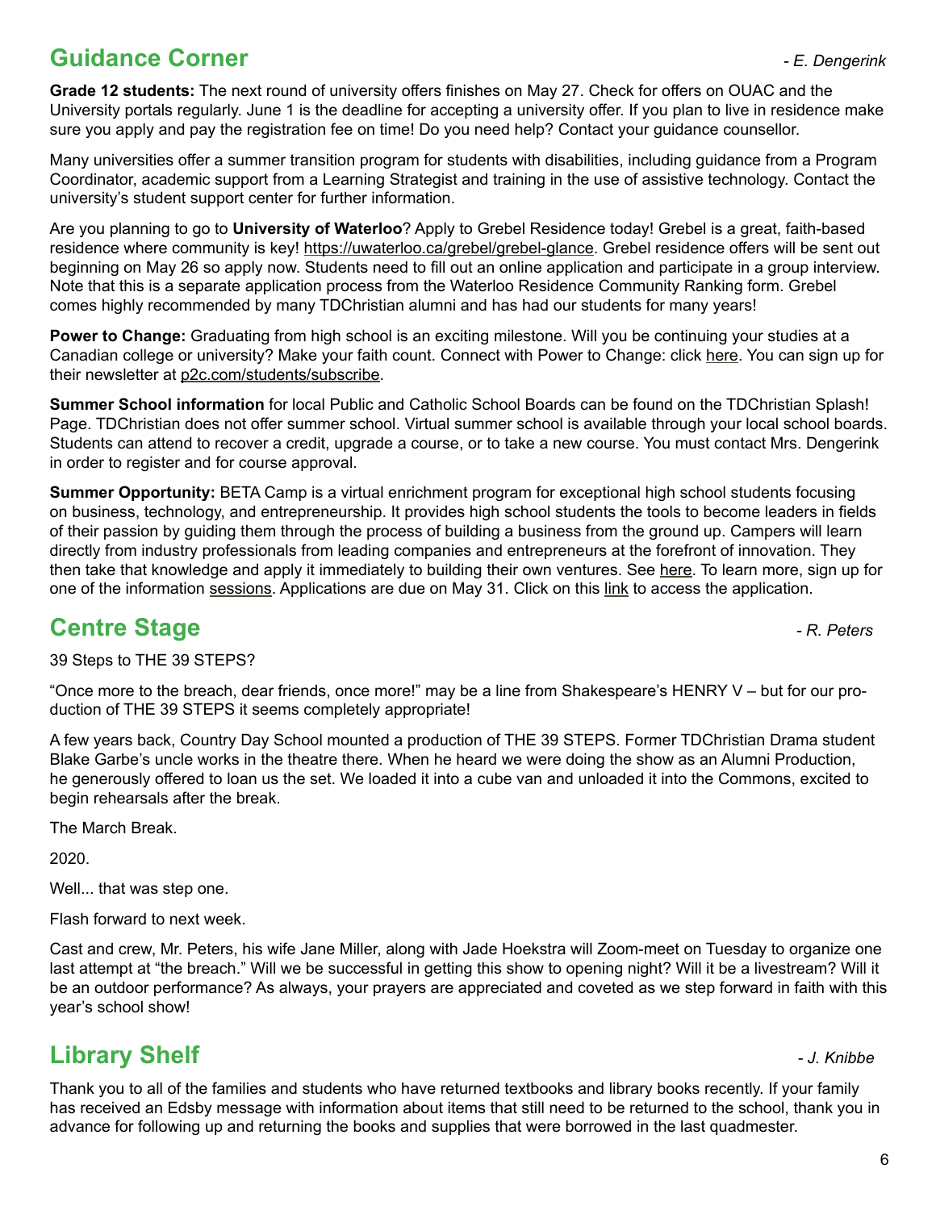## Guidance Corner

*- E. Dengerink*

**Grade 12 students:** The next round of university offers finishes on May 27. Check for offers on OUAC and the University portals regularly. June 1 is the deadline for accepting a university offer. If you plan to live in residence make sure you apply and pay the registration fee on time! Do you need help? Contact your guidance counsellor.

Many universities offer a summer transition program for students with disabilities, including guidance from a Program Coordinator, academic support from a Learning Strategist and training in the use of assistive technology. Contact the university's student support center for further information.

Are you planning to go to **University of Waterloo**? Apply to Grebel Residence today! Grebel is a great, faith-based residence where community is key! https://uwaterloo.ca/grebel/grebel-glance. Grebel residence offers will be sent out beginning on May 26 so apply now. Students need to fill out an online application and participate in a group interview. Note that this is a separate application process from the Waterloo Residence Community Ranking form. Grebel comes highly recommended by many TDChristian alumni and has had our students for many years!

**Power to Change:** Graduating from high school is an exciting milestone. Will you be continuing your studies at a Canadian college or university? Make your faith count. Connect with Power to Change: click here. You can sign up for their newsletter at p2c.com/students/subscribe.

**Summer School information** for local Public and Catholic School Boards can be found on the TDChristian Splash! Page. TDChristian does not offer summer school. Virtual summer school is available through your local school boards. Students can attend to recover a credit, upgrade a course, or to take a new course. You must contact Mrs. Dengerink in order to register and for course approval.

**Summer Opportunity:** BETA Camp is a virtual enrichment program for exceptional high school students focusing on business, technology, and entrepreneurship. It provides high school students the tools to become leaders in fields of their passion by guiding them through the process of building a business from the ground up. Campers will learn directly from industry professionals from leading companies and entrepreneurs at the forefront of innovation. They then take that knowledge and apply it immediately to building their own ventures. See here. To learn more, sign up for one of the information sessions. Applications are due on May 31. Click on this link to access the application.

## Centre Stage

*- R. Peters*

39 Steps to THE 39 STEPS?

"Once more to the breach, dear friends, once more!" may be a line from Shakespeare's HENRY V – but for our production of THE 39 STEPS it seems completely appropriate!

A few years back, Country Day School mounted a production of THE 39 STEPS. Former TDChristian Drama student Blake Garbe's uncle works in the theatre there. When he heard we were doing the show as an Alumni Production, he generously offered to loan us the set. We loaded it into a cube van and unloaded it into the Commons, excited to begin rehearsals after the break.

The March Break.

2020.

Well... that was step one.

Flash forward to next week.

Cast and crew, Mr. Peters, his wife Jane Miller, along with Jade Hoekstra will Zoom-meet on Tuesday to organize one last attempt at "the breach." Will we be successful in getting this show to opening night? Will it be a livestream? Will it be an outdoor performance? As always, your prayers are appreciated and coveted as we step forward in faith with this year's school show!

## Library Shelf

*- J. Knibbe*

Thank you to all of the families and students who have returned textbooks and library books recently. If your family has received an Edsby message with information about items that still need to be returned to the school, thank you in advance for following up and returning the books and supplies that were borrowed in the last quadmester.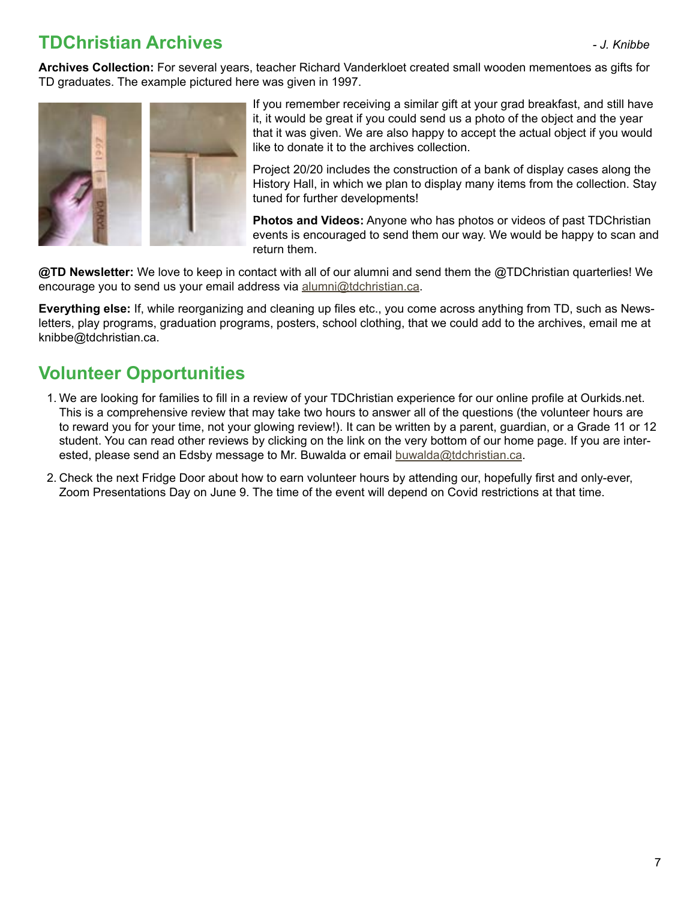## TDChristian Archives

*- J. Knibbe*

**Archives Collection:** For several years, teacher Richard Vanderkloet created small wooden mementoes as gifts for TD graduates. The example pictured here was given in 1997.

If you remember receiving a similar gift at your grad breakfast, and still have it, it would be great if you could send us a photo of the object and the year that it was given. We are also happy to accept the actual object if you would like to donate it to the archives collection.

Project 20/20 includes the construction of a bank of display cases along the History Hall, in which we plan to display many items from the collection. Stay tuned for further developments!

**Photos and Videos:** Anyone who has photos or videos of past TDChristian events is encouraged to send them our way. We would be happy to scan and return them.

**@TD Newsletter:** We love to keep in contact with all of our alumni and send them the @TDChristian quarterlies! We encourage you to send us your email address via alumni@tdchristian.ca.

**Everything else:** If, while reorganizing and cleaning up files etc., you come across anything from TD, such as Newsletters, play programs, graduation programs, posters, school clothing, that we could add to the archives, email me at knibbe@tdchristian.ca.

## Volunteer Opportunities

1. We are looking for families to fill in a review of your TDChristian experience for our online profile at Ourkids.net. This is a comprehensive review that may take two hours to answer all of the questions (the volunteer hours are to reward you for your time, not your glowing review!). It can be written by a parent, guardian, or a Grade 11 or 12 student. You can read other reviews by clicking on the link on the very bottom of our home page. If you are interested, please send an Edsby message to Mr. Buwalda or email buwalda@tdchristian.ca.
2. Check the next Fridge Door about how to earn volunteer hours by attending our, hopefully first and only-ever, Zoom Presentations Day on June 9. The time of the event will depend on Covid restrictions at that time.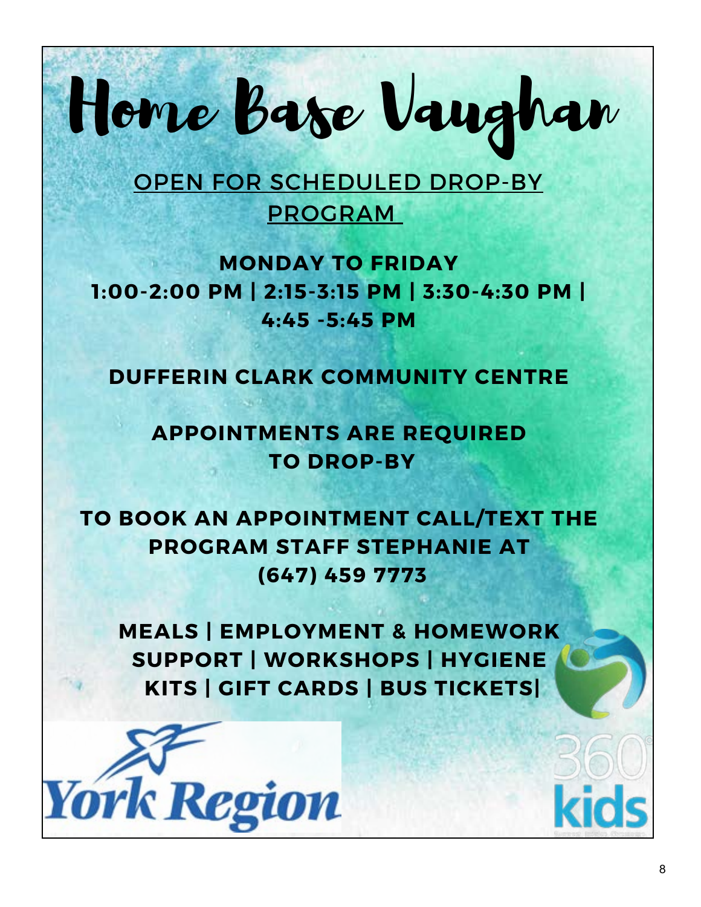# Home Base Vaughan

OPEN FOR SCHEDULED DROP-BY PROGRAM

**MONDAY TO FRIDAY**
**1:00-2:00 PM | 2:15-3:15 PM | 3:30-4:30 PM | 4:45 -5:45 PM**

**DUFFERIN CLARK COMMUNITY CENTRE**

**APPOINTMENTS ARE REQUIRED TO DROP-BY**

**TO BOOK AN APPOINTMENT CALL/TEXT THE PROGRAM STAFF STEPHANIE AT (647) 459 7773**

**MEALS | EMPLOYMENT & HOMEWORK SUPPORT | WORKSHOPS | HYGIENE KITS | GIFT CARDS | BUS TICKETS|**

York Region

360 kids